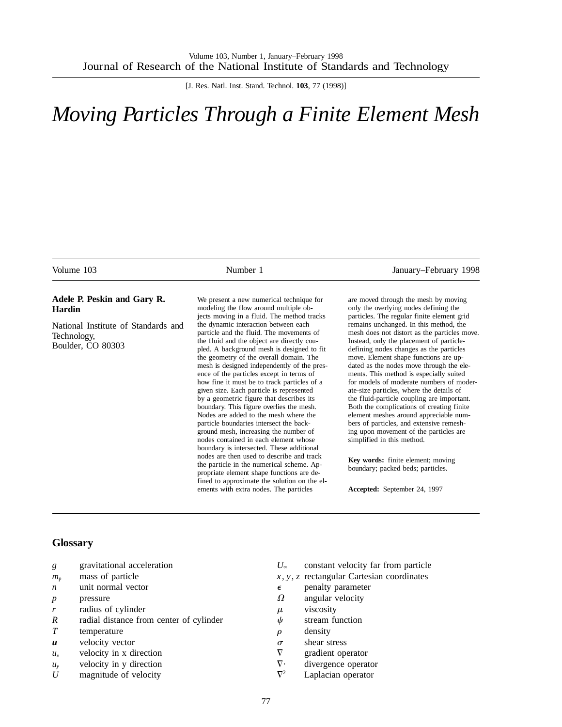# Moving Particles Through a Finite Element Mesh

**Adele P. Peskin and Gary R. Hardin**

National Institute of Standards and Technology,
Boulder, CO 80303

We present a new numerical technique for modeling the flow around multiple objects moving in a fluid. The method tracks the dynamic interaction between each particle and the fluid. The movements of the fluid and the object are directly coupled. A background mesh is designed to fit the geometry of the overall domain. The mesh is designed independently of the presence of the particles except in terms of how fine it must be to track particles of a given size. Each particle is represented by a geometric figure that describes its boundary. This figure overlies the mesh. Nodes are added to the mesh where the particle boundaries intersect the background mesh, increasing the number of nodes contained in each element whose boundary is intersected. These additional nodes are then used to describe and track the particle in the numerical scheme. Appropriate element shape functions are defined to approximate the solution on the elements with extra nodes. The particles are moved through the mesh by moving only the overlying nodes defining the particles. The regular finite element grid remains unchanged. In this method, the mesh does not distort as the particles move. Instead, only the placement of particle-defining nodes changes as the particles move. Element shape functions are updated as the nodes move through the elements. This method is especially suited for models of moderate numbers of moderate-size particles, where the details of the fluid-particle coupling are important. Both the complications of creating finite element meshes around appreciable numbers of particles, and extensive remeshing upon movement of the particles are simplified in this method.

**Key words:** finite element; moving boundary; packed beds; particles.

**Accepted:** September 24, 1997

## Glossary

| | |
|---|---|
| $g$ | gravitational acceleration |
| $m_p$ | mass of particle |
| $n$ | unit normal vector |
| $p$ | pressure |
| $r$ | radius of cylinder |
| $R$ | radial distance from center of cylinder |
| $T$ | temperature |
| $\boldsymbol{u}$ | velocity vector |
| $u_x$ | velocity in x direction |
| $u_y$ | velocity in y direction |
| $U$ | magnitude of velocity |
| $U_\infty$ | constant velocity far from particle |
| $x, y, z$ | rectangular Cartesian coordinates |
| $\epsilon$ | penalty parameter |
| $\Omega$ | angular velocity |
| $\mu$ | viscosity |
| $\psi$ | stream function |
| $\rho$ | density |
| $\sigma$ | shear stress |
| $\nabla$ | gradient operator |
| $\nabla \cdot$ | divergence operator |
| $\nabla^2$ | Laplacian operator |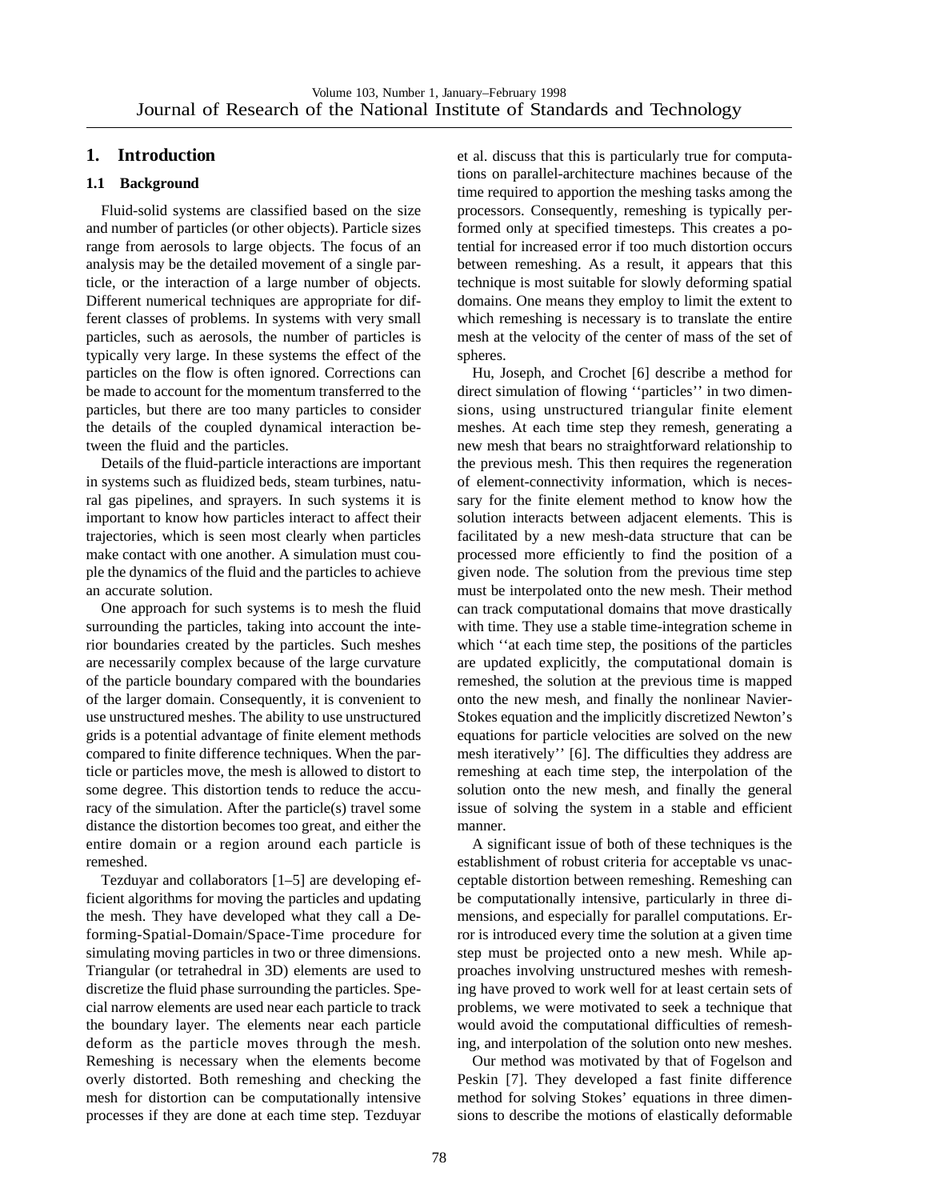## 1. Introduction

### 1.1 Background

Fluid-solid systems are classified based on the size and number of particles (or other objects). Particle sizes range from aerosols to large objects. The focus of an analysis may be the detailed movement of a single particle, or the interaction of a large number of objects. Different numerical techniques are appropriate for different classes of problems. In systems with very small particles, such as aerosols, the number of particles is typically very large. In these systems the effect of the particles on the flow is often ignored. Corrections can be made to account for the momentum transferred to the particles, but there are too many particles to consider the details of the coupled dynamical interaction between the fluid and the particles.

Details of the fluid-particle interactions are important in systems such as fluidized beds, steam turbines, natural gas pipelines, and sprayers. In such systems it is important to know how particles interact to affect their trajectories, which is seen most clearly when particles make contact with one another. A simulation must couple the dynamics of the fluid and the particles to achieve an accurate solution.

One approach for such systems is to mesh the fluid surrounding the particles, taking into account the interior boundaries created by the particles. Such meshes are necessarily complex because of the large curvature of the particle boundary compared with the boundaries of the larger domain. Consequently, it is convenient to use unstructured meshes. The ability to use unstructured grids is a potential advantage of finite element methods compared to finite difference techniques. When the particle or particles move, the mesh is allowed to distort to some degree. This distortion tends to reduce the accuracy of the simulation. After the particle(s) travel some distance the distortion becomes too great, and either the entire domain or a region around each particle is remeshed.

Tezduyar and collaborators [1–5] are developing efficient algorithms for moving the particles and updating the mesh. They have developed what they call a Deforming-Spatial-Domain/Space-Time procedure for simulating moving particles in two or three dimensions. Triangular (or tetrahedral in 3D) elements are used to discretize the fluid phase surrounding the particles. Special narrow elements are used near each particle to track the boundary layer. The elements near each particle deform as the particle moves through the mesh. Remeshing is necessary when the elements become overly distorted. Both remeshing and checking the mesh for distortion can be computationally intensive processes if they are done at each time step. Tezduyar et al. discuss that this is particularly true for computations on parallel-architecture machines because of the time required to apportion the meshing tasks among the processors. Consequently, remeshing is typically performed only at specified timesteps. This creates a potential for increased error if too much distortion occurs between remeshing. As a result, it appears that this technique is most suitable for slowly deforming spatial domains. One means they employ to limit the extent to which remeshing is necessary is to translate the entire mesh at the velocity of the center of mass of the set of spheres.

Hu, Joseph, and Crochet [6] describe a method for direct simulation of flowing ''particles'' in two dimensions, using unstructured triangular finite element meshes. At each time step they remesh, generating a new mesh that bears no straightforward relationship to the previous mesh. This then requires the regeneration of element-connectivity information, which is necessary for the finite element method to know how the solution interacts between adjacent elements. This is facilitated by a new mesh-data structure that can be processed more efficiently to find the position of a given node. The solution from the previous time step must be interpolated onto the new mesh. Their method can track computational domains that move drastically with time. They use a stable time-integration scheme in which ''at each time step, the positions of the particles are updated explicitly, the computational domain is remeshed, the solution at the previous time is mapped onto the new mesh, and finally the nonlinear Navier-Stokes equation and the implicitly discretized Newton's equations for particle velocities are solved on the new mesh iteratively'' [6]. The difficulties they address are remeshing at each time step, the interpolation of the solution onto the new mesh, and finally the general issue of solving the system in a stable and efficient manner.

A significant issue of both of these techniques is the establishment of robust criteria for acceptable vs unacceptable distortion between remeshing. Remeshing can be computationally intensive, particularly in three dimensions, and especially for parallel computations. Error is introduced every time the solution at a given time step must be projected onto a new mesh. While approaches involving unstructured meshes with remeshing have proved to work well for at least certain sets of problems, we were motivated to seek a technique that would avoid the computational difficulties of remeshing, and interpolation of the solution onto new meshes.

Our method was motivated by that of Fogelson and Peskin [7]. They developed a fast finite difference method for solving Stokes' equations in three dimensions to describe the motions of elastically deformable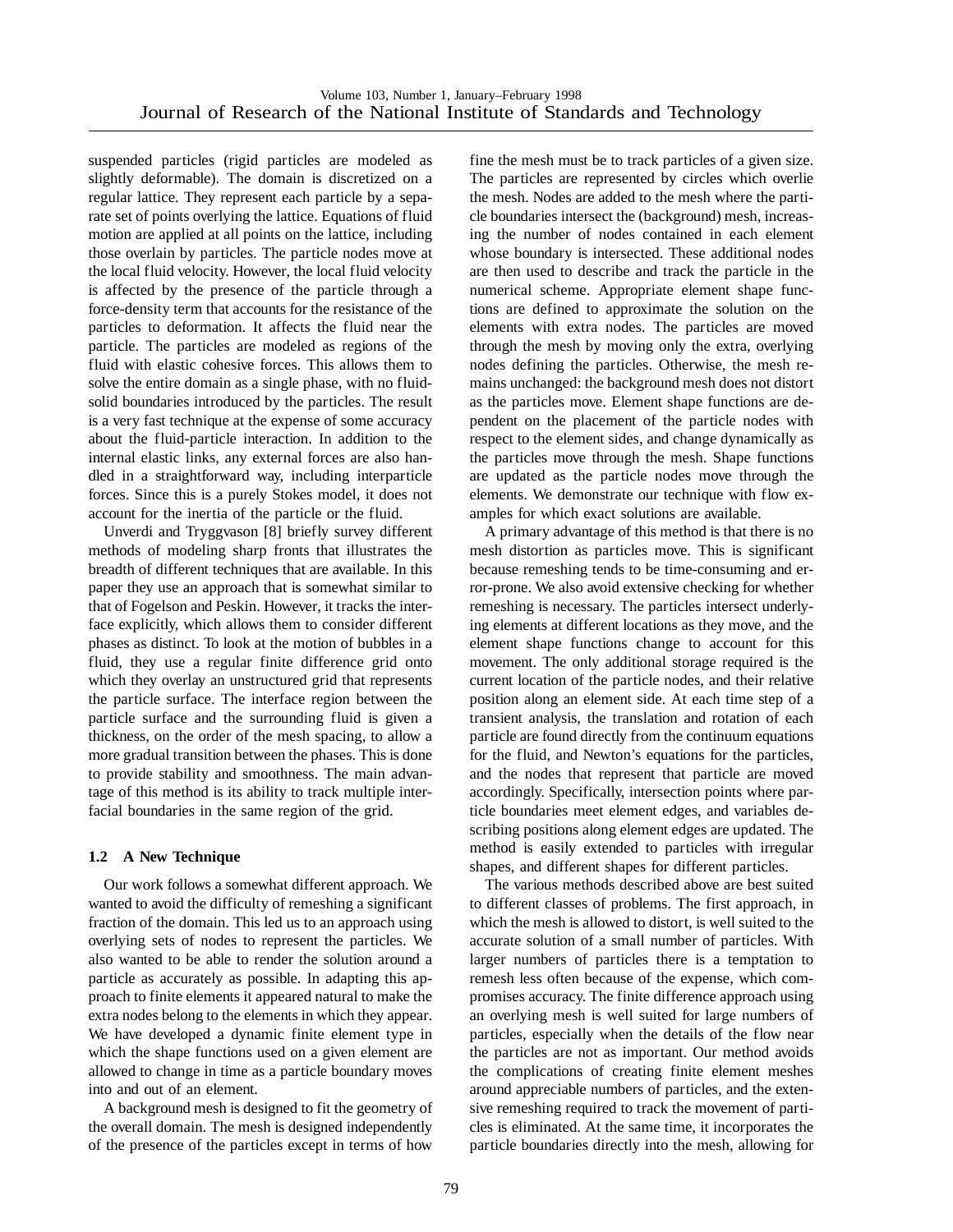suspended particles (rigid particles are modeled as slightly deformable). The domain is discretized on a regular lattice. They represent each particle by a separate set of points overlying the lattice. Equations of fluid motion are applied at all points on the lattice, including those overlain by particles. The particle nodes move at the local fluid velocity. However, the local fluid velocity is affected by the presence of the particle through a force-density term that accounts for the resistance of the particles to deformation. It affects the fluid near the particle. The particles are modeled as regions of the fluid with elastic cohesive forces. This allows them to solve the entire domain as a single phase, with no fluid-solid boundaries introduced by the particles. The result is a very fast technique at the expense of some accuracy about the fluid-particle interaction. In addition to the internal elastic links, any external forces are also handled in a straightforward way, including interparticle forces. Since this is a purely Stokes model, it does not account for the inertia of the particle or the fluid.

Unverdi and Tryggvason [8] briefly survey different methods of modeling sharp fronts that illustrates the breadth of different techniques that are available. In this paper they use an approach that is somewhat similar to that of Fogelson and Peskin. However, it tracks the interface explicitly, which allows them to consider different phases as distinct. To look at the motion of bubbles in a fluid, they use a regular finite difference grid onto which they overlay an unstructured grid that represents the particle surface. The interface region between the particle surface and the surrounding fluid is given a thickness, on the order of the mesh spacing, to allow a more gradual transition between the phases. This is done to provide stability and smoothness. The main advantage of this method is its ability to track multiple interfacial boundaries in the same region of the grid.

### 1.2 A New Technique

Our work follows a somewhat different approach. We wanted to avoid the difficulty of remeshing a significant fraction of the domain. This led us to an approach using overlying sets of nodes to represent the particles. We also wanted to be able to render the solution around a particle as accurately as possible. In adapting this approach to finite elements it appeared natural to make the extra nodes belong to the elements in which they appear. We have developed a dynamic finite element type in which the shape functions used on a given element are allowed to change in time as a particle boundary moves into and out of an element.

A background mesh is designed to fit the geometry of the overall domain. The mesh is designed independently of the presence of the particles except in terms of how fine the mesh must be to track particles of a given size. The particles are represented by circles which overlie the mesh. Nodes are added to the mesh where the particle boundaries intersect the (background) mesh, increasing the number of nodes contained in each element whose boundary is intersected. These additional nodes are then used to describe and track the particle in the numerical scheme. Appropriate element shape functions are defined to approximate the solution on the elements with extra nodes. The particles are moved through the mesh by moving only the extra, overlying nodes defining the particles. Otherwise, the mesh remains unchanged: the background mesh does not distort as the particles move. Element shape functions are dependent on the placement of the particle nodes with respect to the element sides, and change dynamically as the particles move through the mesh. Shape functions are updated as the particle nodes move through the elements. We demonstrate our technique with flow examples for which exact solutions are available.

A primary advantage of this method is that there is no mesh distortion as particles move. This is significant because remeshing tends to be time-consuming and error-prone. We also avoid extensive checking for whether remeshing is necessary. The particles intersect underlying elements at different locations as they move, and the element shape functions change to account for this movement. The only additional storage required is the current location of the particle nodes, and their relative position along an element side. At each time step of a transient analysis, the translation and rotation of each particle are found directly from the continuum equations for the fluid, and Newton's equations for the particles, and the nodes that represent that particle are moved accordingly. Specifically, intersection points where particle boundaries meet element edges, and variables describing positions along element edges are updated. The method is easily extended to particles with irregular shapes, and different shapes for different particles.

The various methods described above are best suited to different classes of problems. The first approach, in which the mesh is allowed to distort, is well suited to the accurate solution of a small number of particles. With larger numbers of particles there is a temptation to remesh less often because of the expense, which compromises accuracy. The finite difference approach using an overlying mesh is well suited for large numbers of particles, especially when the details of the flow near the particles are not as important. Our method avoids the complications of creating finite element meshes around appreciable numbers of particles, and the extensive remeshing required to track the movement of particles is eliminated. At the same time, it incorporates the particle boundaries directly into the mesh, allowing for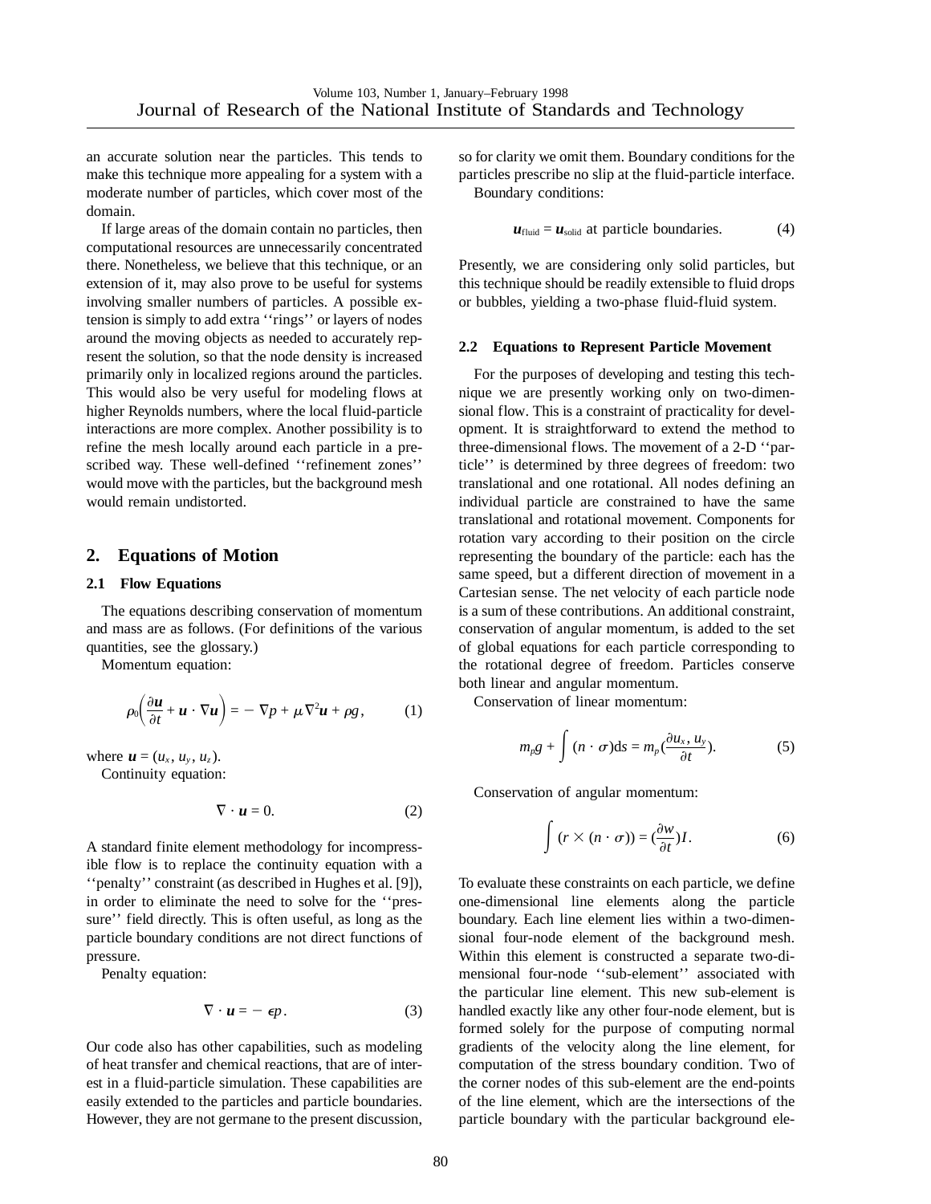an accurate solution near the particles. This tends to make this technique more appealing for a system with a moderate number of particles, which cover most of the domain.

If large areas of the domain contain no particles, then computational resources are unnecessarily concentrated there. Nonetheless, we believe that this technique, or an extension of it, may also prove to be useful for systems involving smaller numbers of particles. A possible extension is simply to add extra ''rings'' or layers of nodes around the moving objects as needed to accurately represent the solution, so that the node density is increased primarily only in localized regions around the particles. This would also be very useful for modeling flows at higher Reynolds numbers, where the local fluid-particle interactions are more complex. Another possibility is to refine the mesh locally around each particle in a prescribed way. These well-defined ''refinement zones'' would move with the particles, but the background mesh would remain undistorted.

## 2. Equations of Motion

### 2.1 Flow Equations

The equations describing conservation of momentum and mass are as follows. (For definitions of the various quantities, see the glossary.)

Momentum equation:

$$\rho_0\left(\frac{\partial \boldsymbol{u}}{\partial t} + \boldsymbol{u} \cdot \nabla \boldsymbol{u}\right) = -\nabla p + \mu \nabla^2 \boldsymbol{u} + \rho g, \tag{1}$$

where $\boldsymbol{u} = (u_x, u_y, u_z)$.

Continuity equation:

$$\nabla \cdot \boldsymbol{u} = 0. \tag{2}$$

A standard finite element methodology for incompressible flow is to replace the continuity equation with a ''penalty'' constraint (as described in Hughes et al. [9]), in order to eliminate the need to solve for the ''pressure'' field directly. This is often useful, as long as the particle boundary conditions are not direct functions of pressure.

Penalty equation:

$$\nabla \cdot \boldsymbol{u} = -\epsilon p. \tag{3}$$

Our code also has other capabilities, such as modeling of heat transfer and chemical reactions, that are of interest in a fluid-particle simulation. These capabilities are easily extended to the particles and particle boundaries. However, they are not germane to the present discussion, so for clarity we omit them. Boundary conditions for the particles prescribe no slip at the fluid-particle interface.

Boundary conditions:

$$\boldsymbol{u}_{\text{fluid}} = \boldsymbol{u}_{\text{solid}} \text{ at particle boundaries.} \tag{4}$$

Presently, we are considering only solid particles, but this technique should be readily extensible to fluid drops or bubbles, yielding a two-phase fluid-fluid system.

### 2.2 Equations to Represent Particle Movement

For the purposes of developing and testing this technique we are presently working only on two-dimensional flow. This is a constraint of practicality for development. It is straightforward to extend the method to three-dimensional flows. The movement of a 2-D ''particle'' is determined by three degrees of freedom: two translational and one rotational. All nodes defining an individual particle are constrained to have the same translational and rotational movement. Components for rotation vary according to their position on the circle representing the boundary of the particle: each has the same speed, but a different direction of movement in a Cartesian sense. The net velocity of each particle node is a sum of these contributions. An additional constraint, conservation of angular momentum, is added to the set of global equations for each particle corresponding to the rotational degree of freedom. Particles conserve both linear and angular momentum.

Conservation of linear momentum:

$$m_p g + \int (n \cdot \sigma) \mathrm{d}s = m_p \left(\frac{\partial u_x, u_y}{\partial t}\right). \tag{5}$$

Conservation of angular momentum:

$$\int (r \times (n \cdot \sigma)) = \left(\frac{\partial w}{\partial t}\right) I. \tag{6}$$

To evaluate these constraints on each particle, we define one-dimensional line elements along the particle boundary. Each line element lies within a two-dimensional four-node element of the background mesh. Within this element is constructed a separate two-dimensional four-node ''sub-element'' associated with the particular line element. This new sub-element is handled exactly like any other four-node element, but is formed solely for the purpose of computing normal gradients of the velocity along the line element, for computation of the stress boundary condition. Two of the corner nodes of this sub-element are the end-points of the line element, which are the intersections of the particle boundary with the particular background ele-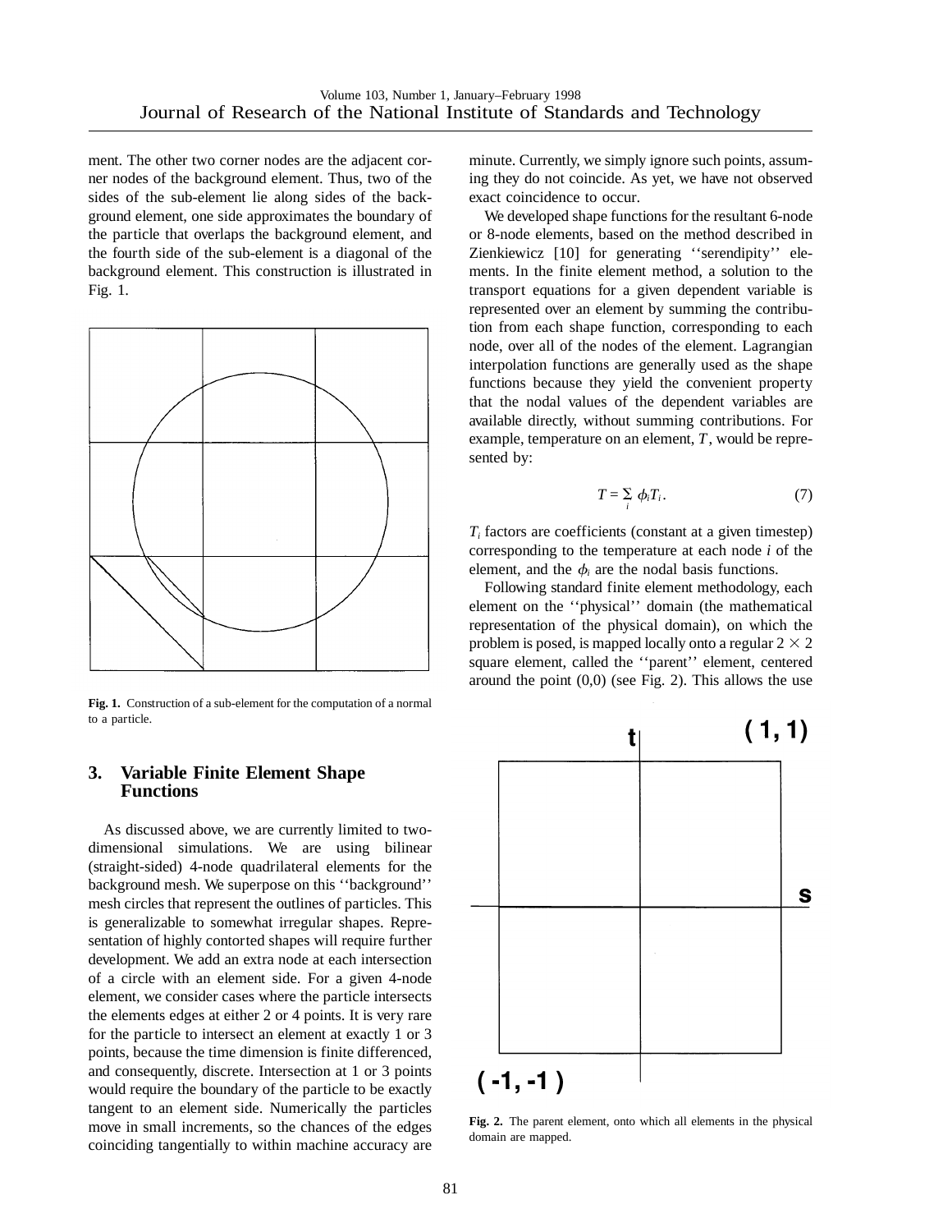ment. The other two corner nodes are the adjacent corner nodes of the background element. Thus, two of the sides of the sub-element lie along sides of the background element, one side approximates the boundary of the particle that overlaps the background element, and the fourth side of the sub-element is a diagonal of the background element. This construction is illustrated in Fig. 1.

**Fig. 1.** Construction of a sub-element for the computation of a normal to a particle.

## 3. Variable Finite Element Shape Functions

As discussed above, we are currently limited to two-dimensional simulations. We are using bilinear (straight-sided) 4-node quadrilateral elements for the background mesh. We superpose on this ''background'' mesh circles that represent the outlines of particles. This is generalizable to somewhat irregular shapes. Representation of highly contorted shapes will require further development. We add an extra node at each intersection of a circle with an element side. For a given 4-node element, we consider cases where the particle intersects the elements edges at either 2 or 4 points. It is very rare for the particle to intersect an element at exactly 1 or 3 points, because the time dimension is finite differenced, and consequently, discrete. Intersection at 1 or 3 points would require the boundary of the particle to be exactly tangent to an element side. Numerically the particles move in small increments, so the chances of the edges coinciding tangentially to within machine accuracy are minute. Currently, we simply ignore such points, assuming they do not coincide. As yet, we have not observed exact coincidence to occur.

We developed shape functions for the resultant 6-node or 8-node elements, based on the method described in Zienkiewicz [10] for generating ''serendipity'' elements. In the finite element method, a solution to the transport equations for a given dependent variable is represented over an element by summing the contribution from each shape function, corresponding to each node, over all of the nodes of the element. Lagrangian interpolation functions are generally used as the shape functions because they yield the convenient property that the nodal values of the dependent variables are available directly, without summing contributions. For example, temperature on an element, $T$, would be represented by:

$$T = \sum_i \phi_i T_i . \tag{7}$$

$T_i$ factors are coefficients (constant at a given timestep) corresponding to the temperature at each node $i$ of the element, and the $\phi_i$ are the nodal basis functions.

Following standard finite element methodology, each element on the ''physical'' domain (the mathematical representation of the physical domain), on which the problem is posed, is mapped locally onto a regular $2 \times 2$ square element, called the ''parent'' element, centered around the point (0,0) (see Fig. 2). This allows the use

**Fig. 2.** The parent element, onto which all elements in the physical domain are mapped.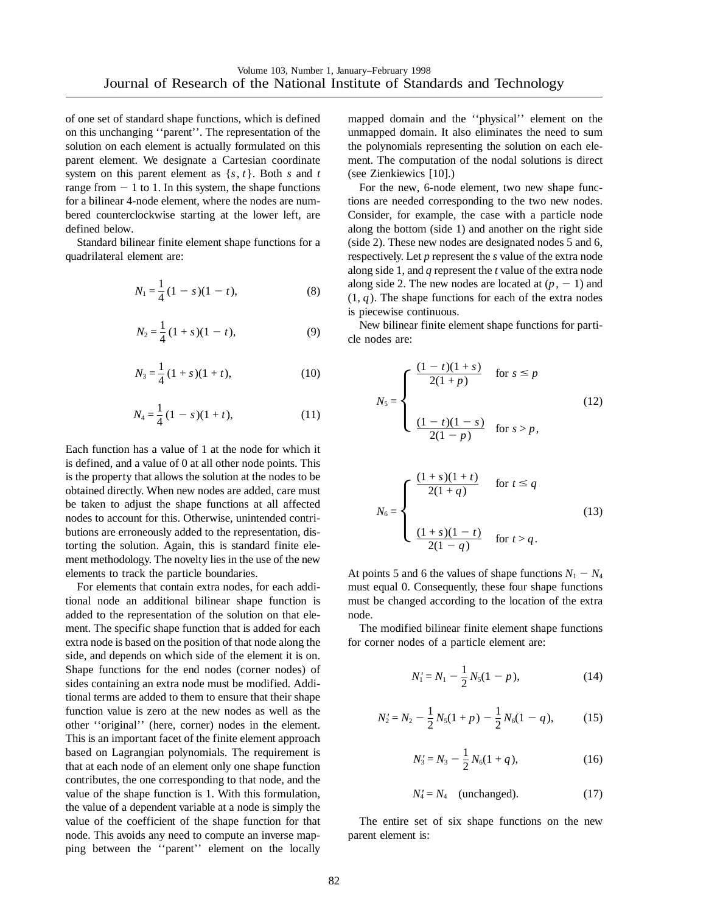of one set of standard shape functions, which is defined on this unchanging ''parent''. The representation of the solution on each element is actually formulated on this parent element. We designate a Cartesian coordinate system on this parent element as $\{s, t\}$. Both $s$ and $t$ range from $-1$ to 1. In this system, the shape functions for a bilinear 4-node element, where the nodes are numbered counterclockwise starting at the lower left, are defined below.

Standard bilinear finite element shape functions for a quadrilateral element are:

$$N_1 = \frac{1}{4}(1 - s)(1 - t), \tag{8}$$

$$N_2 = \frac{1}{4}(1 + s)(1 - t), \tag{9}$$

$$N_3 = \frac{1}{4}(1 + s)(1 + t), \tag{10}$$

$$N_4 = \frac{1}{4}(1 - s)(1 + t), \tag{11}$$

Each function has a value of 1 at the node for which it is defined, and a value of 0 at all other node points. This is the property that allows the solution at the nodes to be obtained directly. When new nodes are added, care must be taken to adjust the shape functions at all affected nodes to account for this. Otherwise, unintended contributions are erroneously added to the representation, distorting the solution. Again, this is standard finite element methodology. The novelty lies in the use of the new elements to track the particle boundaries.

For elements that contain extra nodes, for each additional node an additional bilinear shape function is added to the representation of the solution on that element. The specific shape function that is added for each extra node is based on the position of that node along the side, and depends on which side of the element it is on. Shape functions for the end nodes (corner nodes) of sides containing an extra node must be modified. Additional terms are added to them to ensure that their shape function value is zero at the new nodes as well as the other ''original'' (here, corner) nodes in the element. This is an important facet of the finite element approach based on Lagrangian polynomials. The requirement is that at each node of an element only one shape function contributes, the one corresponding to that node, and the value of the shape function is 1. With this formulation, the value of a dependent variable at a node is simply the value of the coefficient of the shape function for that node. This avoids any need to compute an inverse mapping between the ''parent'' element on the locally mapped domain and the ''physical'' element on the unmapped domain. It also eliminates the need to sum the polynomials representing the solution on each element. The computation of the nodal solutions is direct (see Zienkiewics [10].)

For the new, 6-node element, two new shape functions are needed corresponding to the two new nodes. Consider, for example, the case with a particle node along the bottom (side 1) and another on the right side (side 2). These new nodes are designated nodes 5 and 6, respectively. Let $p$ represent the $s$ value of the extra node along side 1, and $q$ represent the $t$ value of the extra node along side 2. The new nodes are located at $(p, -1)$ and $(1, q)$. The shape functions for each of the extra nodes is piecewise continuous.

New bilinear finite element shape functions for particle nodes are:

$$N_5 = \begin{cases} \dfrac{(1 - t)(1 + s)}{2(1 + p)} & \text{for } s \le p \\[2ex] \dfrac{(1 - t)(1 - s)}{2(1 - p)} & \text{for } s > p, \end{cases} \tag{12}$$

$$N_6 = \begin{cases} \dfrac{(1 + s)(1 + t)}{2(1 + q)} & \text{for } t \le q \\[2ex] \dfrac{(1 + s)(1 - t)}{2(1 - q)} & \text{for } t > q. \end{cases} \tag{13}$$

At points 5 and 6 the values of shape functions $N_1 - N_4$ must equal 0. Consequently, these four shape functions must be changed according to the location of the extra node.

The modified bilinear finite element shape functions for corner nodes of a particle element are:

$$N_1' = N_1 - \frac{1}{2} N_5(1 - p), \tag{14}$$

$$N_2' = N_2 - \frac{1}{2} N_5(1 + p) - \frac{1}{2} N_6(1 - q), \tag{15}$$

$$N_3' = N_3 - \frac{1}{2} N_6(1 + q), \tag{16}$$

$$N_4' = N_4 \quad \text{(unchanged)}. \tag{17}$$

The entire set of six shape functions on the new parent element is: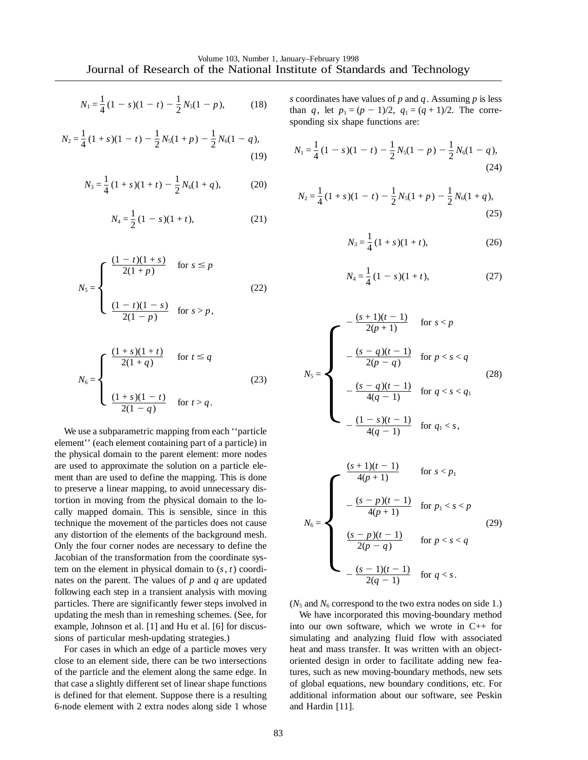$$N_1 = \frac{1}{4}(1-s)(1-t) - \frac{1}{2}N_5(1-p), \tag{18}$$

$$N_2 = \frac{1}{4}(1+s)(1-t) - \frac{1}{2}N_5(1+p) - \frac{1}{2}N_6(1-q), \tag{19}$$

$$N_3 = \frac{1}{4}(1+s)(1+t) - \frac{1}{2}N_6(1+q), \tag{20}$$

$$N_4 = \frac{1}{2}(1-s)(1+t), \tag{21}$$

$$N_5 = \begin{cases} \dfrac{(1-t)(1+s)}{2(1+p)} & \text{for } s \le p \\ \\ \dfrac{(1-t)(1-s)}{2(1-p)} & \text{for } s > p, \end{cases} \tag{22}$$

$$N_6 = \begin{cases} \dfrac{(1+s)(1+t)}{2(1+q)} & \text{for } t \le q \\ \\ \dfrac{(1+s)(1-t)}{2(1-q)} & \text{for } t > q. \end{cases} \tag{23}$$

We use a subparametric mapping from each ''particle element'' (each element containing part of a particle) in the physical domain to the parent element: more nodes are used to approximate the solution on a particle element than are used to define the mapping. This is done to preserve a linear mapping, to avoid unnecessary distortion in moving from the physical domain to the locally mapped domain. This is sensible, since in this technique the movement of the particles does not cause any distortion of the elements of the background mesh. Only the four corner nodes are necessary to define the Jacobian of the transformation from the coordinate system on the element in physical domain to $(s, t)$ coordinates on the parent. The values of $p$ and $q$ are updated following each step in a transient analysis with moving particles. There are significantly fewer steps involved in updating the mesh than in remeshing schemes. (See, for example, Johnson et al. [1] and Hu et al. [6] for discussions of particular mesh-updating strategies.)

For cases in which an edge of a particle moves very close to an element side, there can be two intersections of the particle and the element along the same edge. In that case a slightly different set of linear shape functions is defined for that element. Suppose there is a resulting 6-node element with 2 extra nodes along side 1 whose $s$ coordinates have values of $p$ and $q$. Assuming $p$ is less than $q$, let $p_1 = (p-1)/2$, $q_1 = (q+1)/2$. The corresponding six shape functions are:

$$N_1 = \frac{1}{4}(1-s)(1-t) - \frac{1}{2}N_5(1-p) - \frac{1}{2}N_6(1-q), \tag{24}$$

$$N_2 = \frac{1}{4}(1+s)(1-t) - \frac{1}{2}N_5(1+p) - \frac{1}{2}N_6(1+q), \tag{25}$$

$$N_3 = \frac{1}{4}(1+s)(1+t), \tag{26}$$

$$N_4 = \frac{1}{4}(1-s)(1+t), \tag{27}$$

$$N_5 = \begin{cases} -\dfrac{(s+1)(t-1)}{2(p+1)} & \text{for } s < p \\ -\dfrac{(s-q)(t-1)}{2(p-q)} & \text{for } p < s < q \\ -\dfrac{(s-q)(t-1)}{4(q-1)} & \text{for } q < s < q_1 \\ -\dfrac{(1-s)(t-1)}{4(q-1)} & \text{for } q_1 < s, \end{cases} \tag{28}$$

$$N_6 = \begin{cases} \dfrac{(s+1)(t-1)}{4(p+1)} & \text{for } s < p_1 \\ -\dfrac{(s-p)(t-1)}{4(p+1)} & \text{for } p_1 < s < p \\ \dfrac{(s-p)(t-1)}{2(p-q)} & \text{for } p < s < q \\ -\dfrac{(s-1)(t-1)}{2(q-1)} & \text{for } q < s. \end{cases} \tag{29}$$

($N_5$ and $N_6$ correspond to the two extra nodes on side 1.)

We have incorporated this moving-boundary method into our own software, which we wrote in C++ for simulating and analyzing fluid flow with associated heat and mass transfer. It was written with an object-oriented design in order to facilitate adding new features, such as new moving-boundary methods, new sets of global equations, new boundary conditions, etc. For additional information about our software, see Peskin and Hardin [11].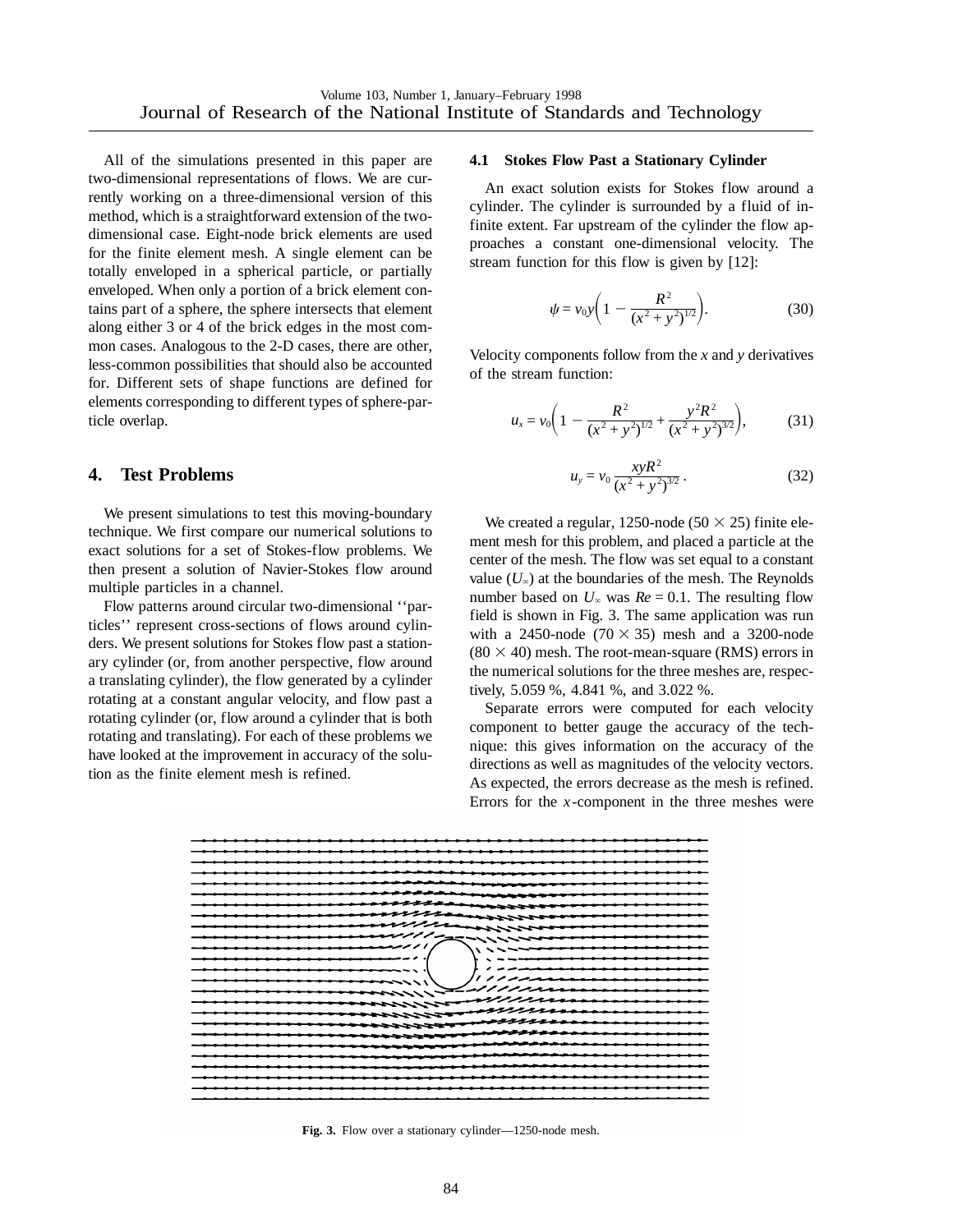All of the simulations presented in this paper are two-dimensional representations of flows. We are currently working on a three-dimensional version of this method, which is a straightforward extension of the two-dimensional case. Eight-node brick elements are used for the finite element mesh. A single element can be totally enveloped in a spherical particle, or partially enveloped. When only a portion of a brick element contains part of a sphere, the sphere intersects that element along either 3 or 4 of the brick edges in the most common cases. Analogous to the 2-D cases, there are other, less-common possibilities that should also be accounted for. Different sets of shape functions are defined for elements corresponding to different types of sphere-particle overlap.

## 4. Test Problems

We present simulations to test this moving-boundary technique. We first compare our numerical solutions to exact solutions for a set of Stokes-flow problems. We then present a solution of Navier-Stokes flow around multiple particles in a channel.

Flow patterns around circular two-dimensional ''particles'' represent cross-sections of flows around cylinders. We present solutions for Stokes flow past a stationary cylinder (or, from another perspective, flow around a translating cylinder), the flow generated by a cylinder rotating at a constant angular velocity, and flow past a rotating cylinder (or, flow around a cylinder that is both rotating and translating). For each of these problems we have looked at the improvement in accuracy of the solution as the finite element mesh is refined.

### 4.1 Stokes Flow Past a Stationary Cylinder

An exact solution exists for Stokes flow around a cylinder. The cylinder is surrounded by a fluid of infinite extent. Far upstream of the cylinder the flow approaches a constant one-dimensional velocity. The stream function for this flow is given by [12]:

$$\psi = v_0 y \left( 1 - \frac{R^2}{(x^2 + y^2)^{1/2}} \right). \tag{30}$$

Velocity components follow from the $x$ and $y$ derivatives of the stream function:

$$u_x = v_0 \left( 1 - \frac{R^2}{(x^2 + y^2)^{1/2}} + \frac{y^2 R^2}{(x^2 + y^2)^{3/2}} \right), \tag{31}$$

$$u_y = v_0 \frac{xyR^2}{(x^2 + y^2)^{3/2}}. \tag{32}$$

We created a regular, 1250-node ($50 \times 25$) finite element mesh for this problem, and placed a particle at the center of the mesh. The flow was set equal to a constant value ($U_\infty$) at the boundaries of the mesh. The Reynolds number based on $U_\infty$ was $Re = 0.1$. The resulting flow field is shown in Fig. 3. The same application was run with a 2450-node ($70 \times 35$) mesh and a 3200-node ($80 \times 40$) mesh. The root-mean-square (RMS) errors in the numerical solutions for the three meshes are, respectively, 5.059 %, 4.841 %, and 3.022 %.

Separate errors were computed for each velocity component to better gauge the accuracy of the technique: this gives information on the accuracy of the directions as well as magnitudes of the velocity vectors. As expected, the errors decrease as the mesh is refined. Errors for the $x$-component in the three meshes were

**Fig. 3.** Flow over a stationary cylinder—1250-node mesh.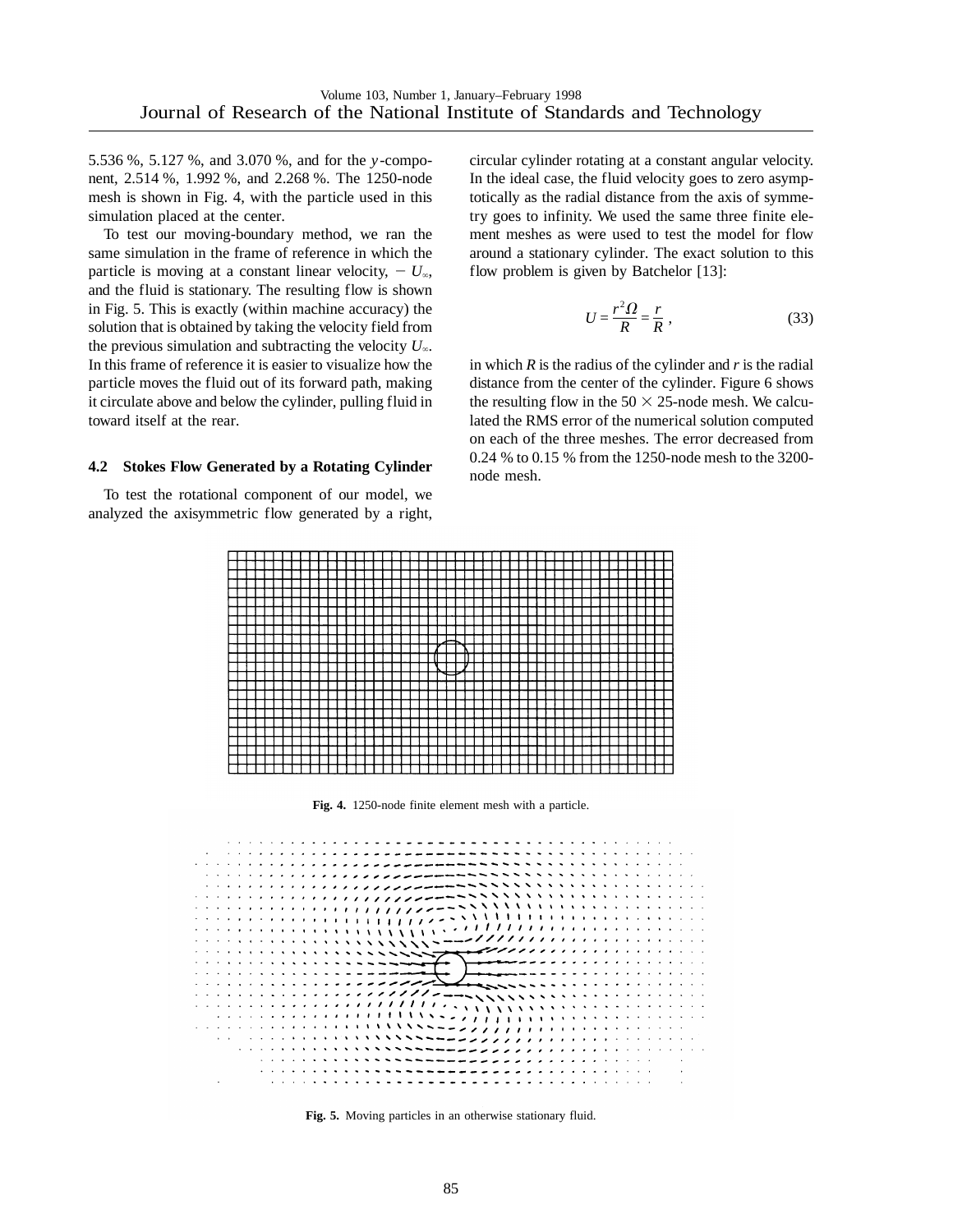5.536 %, 5.127 %, and 3.070 %, and for the $y$-component, 2.514 %, 1.992 %, and 2.268 %. The 1250-node mesh is shown in Fig. 4, with the particle used in this simulation placed at the center.

To test our moving-boundary method, we ran the same simulation in the frame of reference in which the particle is moving at a constant linear velocity, $-U_\infty$, and the fluid is stationary. The resulting flow is shown in Fig. 5. This is exactly (within machine accuracy) the solution that is obtained by taking the velocity field from the previous simulation and subtracting the velocity $U_\infty$. In this frame of reference it is easier to visualize how the particle moves the fluid out of its forward path, making it circulate above and below the cylinder, pulling fluid in toward itself at the rear.

### 4.2 Stokes Flow Generated by a Rotating Cylinder

To test the rotational component of our model, we analyzed the axisymmetric flow generated by a right, circular cylinder rotating at a constant angular velocity. In the ideal case, the fluid velocity goes to zero asymptotically as the radial distance from the axis of symmetry goes to infinity. We used the same three finite element meshes as were used to test the model for flow around a stationary cylinder. The exact solution to this flow problem is given by Batchelor [13]:

$$U = \frac{r^2 \Omega}{R} = \frac{r}{R}\,, \tag{33}$$

in which $R$ is the radius of the cylinder and $r$ is the radial distance from the center of the cylinder. Figure 6 shows the resulting flow in the $50 \times 25$-node mesh. We calculated the RMS error of the numerical solution computed on each of the three meshes. The error decreased from 0.24 % to 0.15 % from the 1250-node mesh to the 3200-node mesh.

**Fig. 4.** 1250-node finite element mesh with a particle.

**Fig. 5.** Moving particles in an otherwise stationary fluid.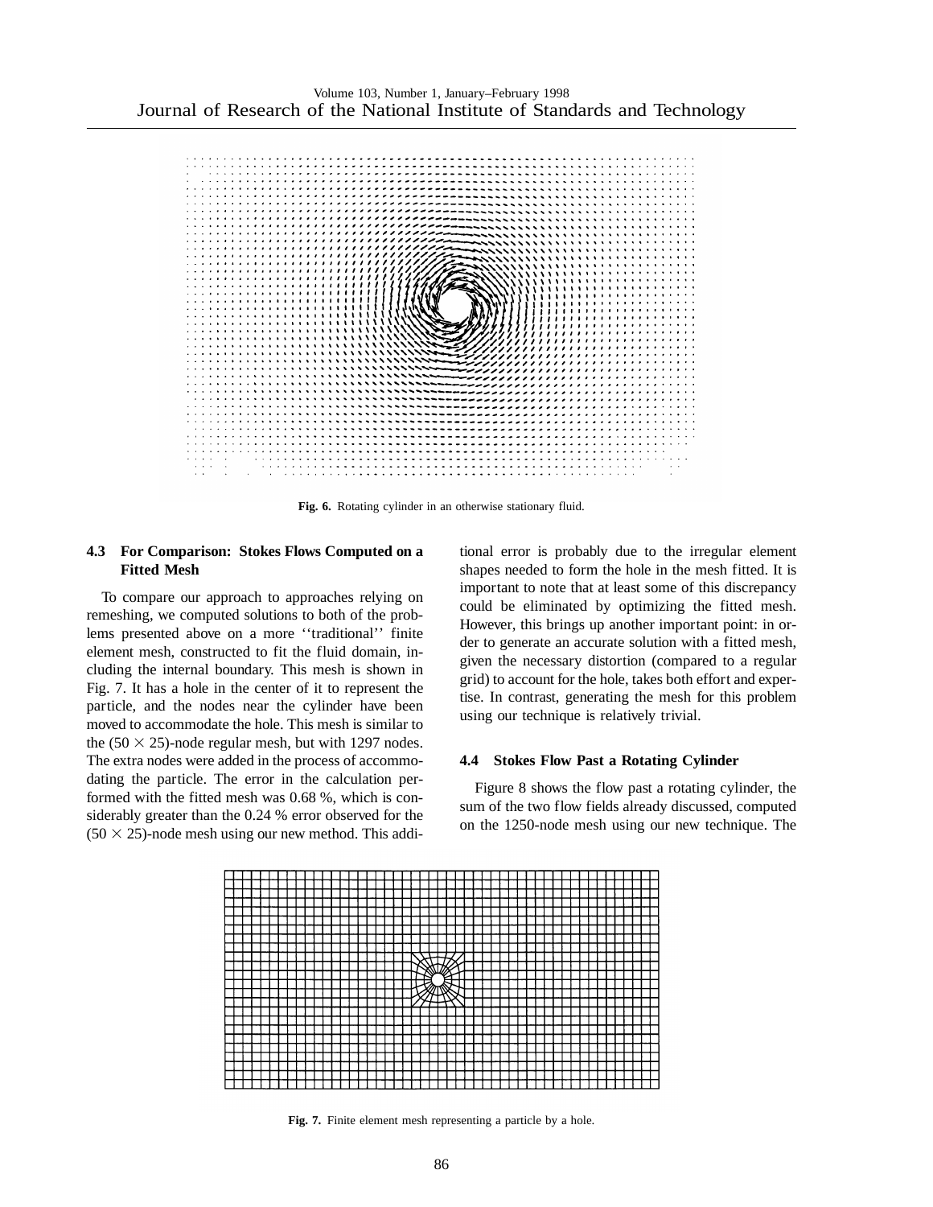Fig. 6. Rotating cylinder in an otherwise stationary fluid.

### 4.3 For Comparison: Stokes Flows Computed on a Fitted Mesh

To compare our approach to approaches relying on remeshing, we computed solutions to both of the problems presented above on a more ''traditional'' finite element mesh, constructed to fit the fluid domain, including the internal boundary. This mesh is shown in Fig. 7. It has a hole in the center of it to represent the particle, and the nodes near the cylinder have been moved to accommodate the hole. This mesh is similar to the $(50 \times 25)$-node regular mesh, but with 1297 nodes. The extra nodes were added in the process of accommodating the particle. The error in the calculation performed with the fitted mesh was 0.68 %, which is considerably greater than the 0.24 % error observed for the $(50 \times 25)$-node mesh using our new method. This additional error is probably due to the irregular element shapes needed to form the hole in the mesh fitted. It is important to note that at least some of this discrepancy could be eliminated by optimizing the fitted mesh. However, this brings up another important point: in order to generate an accurate solution with a fitted mesh, given the necessary distortion (compared to a regular grid) to account for the hole, takes both effort and expertise. In contrast, generating the mesh for this problem using our technique is relatively trivial.

### 4.4 Stokes Flow Past a Rotating Cylinder

Figure 8 shows the flow past a rotating cylinder, the sum of the two flow fields already discussed, computed on the 1250-node mesh using our new technique. The

Fig. 7. Finite element mesh representing a particle by a hole.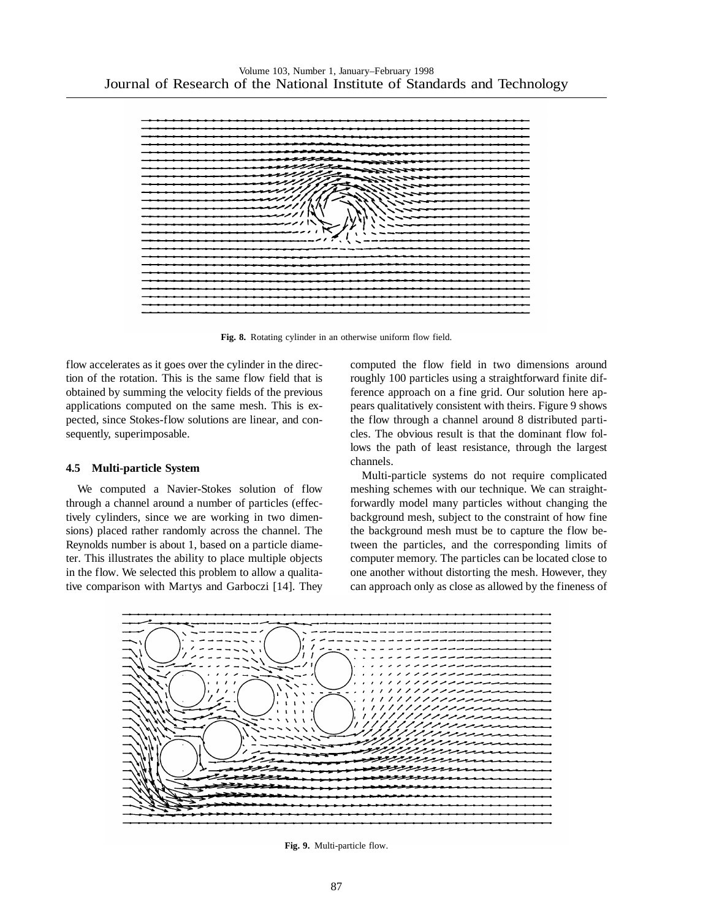**Fig. 8.** Rotating cylinder in an otherwise uniform flow field.

flow accelerates as it goes over the cylinder in the direction of the rotation. This is the same flow field that is obtained by summing the velocity fields of the previous applications computed on the same mesh. This is expected, since Stokes-flow solutions are linear, and consequently, superimposable.

### 4.5 Multi-particle System

We computed a Navier-Stokes solution of flow through a channel around a number of particles (effectively cylinders, since we are working in two dimensions) placed rather randomly across the channel. The Reynolds number is about 1, based on a particle diameter. This illustrates the ability to place multiple objects in the flow. We selected this problem to allow a qualitative comparison with Martys and Garboczi [14]. They computed the flow field in two dimensions around roughly 100 particles using a straightforward finite difference approach on a fine grid. Our solution here appears qualitatively consistent with theirs. Figure 9 shows the flow through a channel around 8 distributed particles. The obvious result is that the dominant flow follows the path of least resistance, through the largest channels.

Multi-particle systems do not require complicated meshing schemes with our technique. We can straightforwardly model many particles without changing the background mesh, subject to the constraint of how fine the background mesh must be to capture the flow between the particles, and the corresponding limits of computer memory. The particles can be located close to one another without distorting the mesh. However, they can approach only as close as allowed by the fineness of

**Fig. 9.** Multi-particle flow.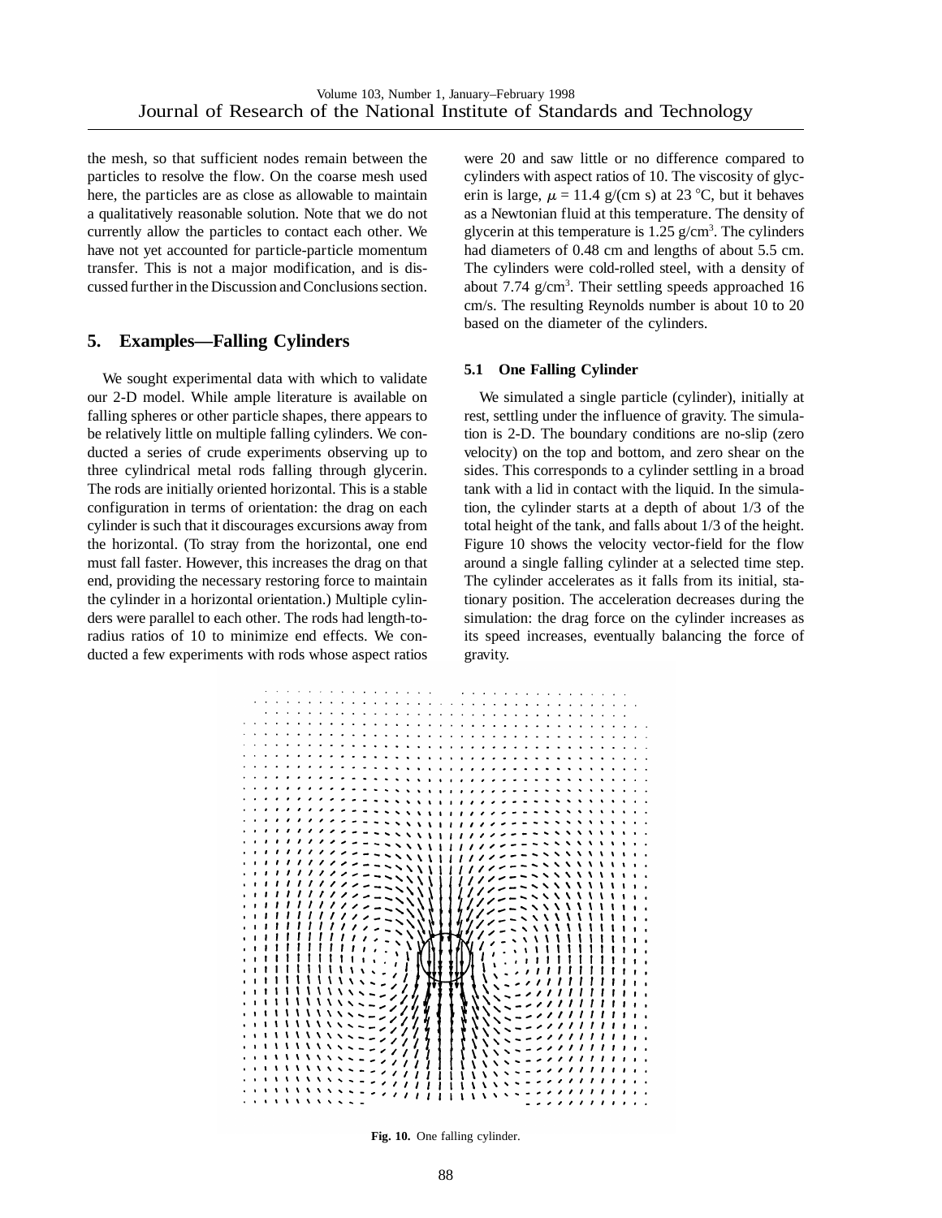the mesh, so that sufficient nodes remain between the particles to resolve the flow. On the coarse mesh used here, the particles are as close as allowable to maintain a qualitatively reasonable solution. Note that we do not currently allow the particles to contact each other. We have not yet accounted for particle-particle momentum transfer. This is not a major modification, and is discussed further in the Discussion and Conclusions section.

## 5. Examples—Falling Cylinders

We sought experimental data with which to validate our 2-D model. While ample literature is available on falling spheres or other particle shapes, there appears to be relatively little on multiple falling cylinders. We conducted a series of crude experiments observing up to three cylindrical metal rods falling through glycerin. The rods are initially oriented horizontal. This is a stable configuration in terms of orientation: the drag on each cylinder is such that it discourages excursions away from the horizontal. (To stray from the horizontal, one end must fall faster. However, this increases the drag on that end, providing the necessary restoring force to maintain the cylinder in a horizontal orientation.) Multiple cylinders were parallel to each other. The rods had length-to-radius ratios of 10 to minimize end effects. We conducted a few experiments with rods whose aspect ratios were 20 and saw little or no difference compared to cylinders with aspect ratios of 10. The viscosity of glycerin is large, $\mu = 11.4$ g/(cm s) at 23 °C, but it behaves as a Newtonian fluid at this temperature. The density of glycerin at this temperature is 1.25 g/cm$^3$. The cylinders had diameters of 0.48 cm and lengths of about 5.5 cm. The cylinders were cold-rolled steel, with a density of about 7.74 g/cm$^3$. Their settling speeds approached 16 cm/s. The resulting Reynolds number is about 10 to 20 based on the diameter of the cylinders.

### 5.1 One Falling Cylinder

We simulated a single particle (cylinder), initially at rest, settling under the influence of gravity. The simulation is 2-D. The boundary conditions are no-slip (zero velocity) on the top and bottom, and zero shear on the sides. This corresponds to a cylinder settling in a broad tank with a lid in contact with the liquid. In the simulation, the cylinder starts at a depth of about 1/3 of the total height of the tank, and falls about 1/3 of the height. Figure 10 shows the velocity vector-field for the flow around a single falling cylinder at a selected time step. The cylinder accelerates as it falls from its initial, stationary position. The acceleration decreases during the simulation: the drag force on the cylinder increases as its speed increases, eventually balancing the force of gravity.

**Fig. 10.** One falling cylinder.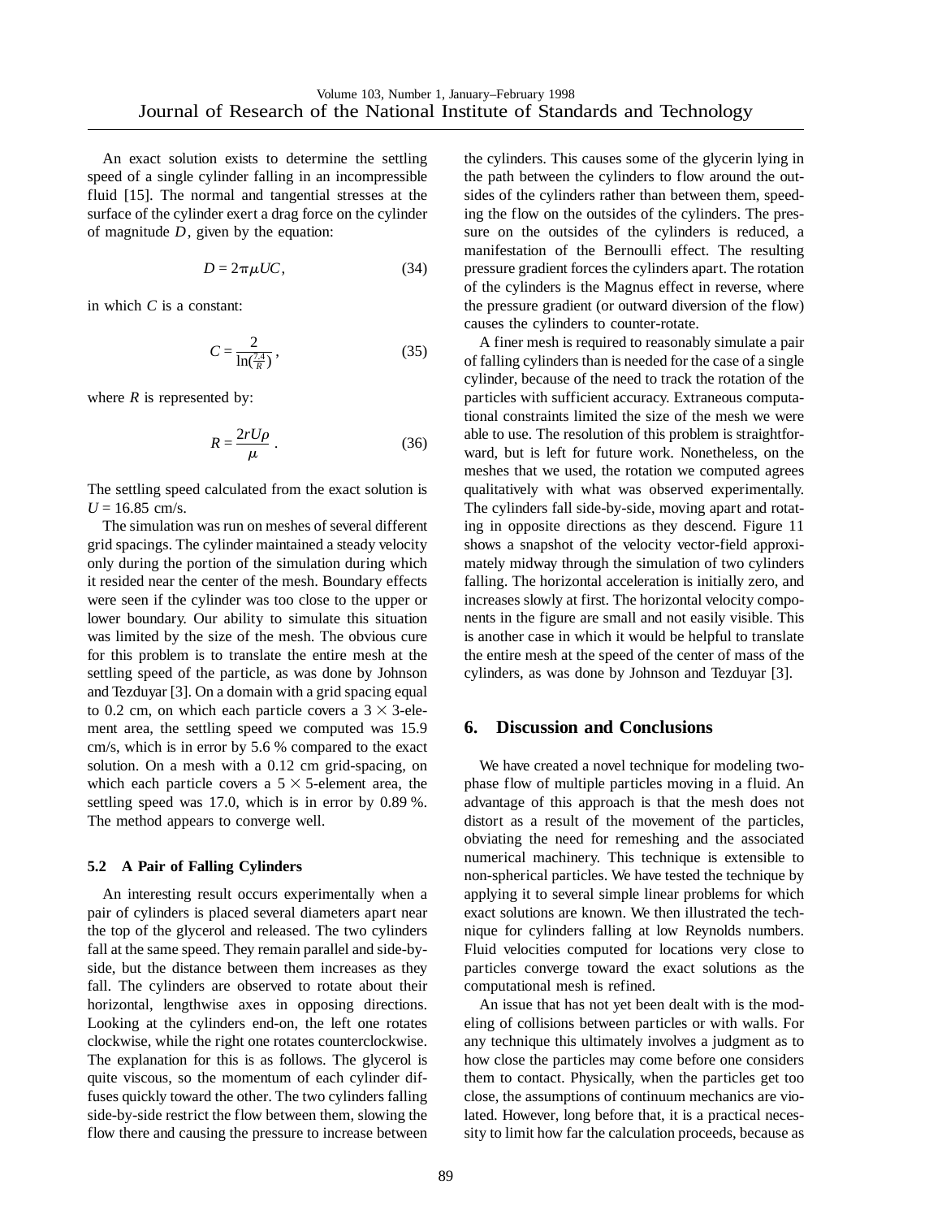An exact solution exists to determine the settling speed of a single cylinder falling in an incompressible fluid [15]. The normal and tangential stresses at the surface of the cylinder exert a drag force on the cylinder of magnitude $D$, given by the equation:

$$D = 2\pi\mu UC, \tag{34}$$

in which $C$ is a constant:

$$C = \frac{2}{\ln(\frac{7.4}{R})}, \tag{35}$$

where $R$ is represented by:

$$R = \frac{2rU\rho}{\mu}. \tag{36}$$

The settling speed calculated from the exact solution is $U = 16.85$ cm/s.

The simulation was run on meshes of several different grid spacings. The cylinder maintained a steady velocity only during the portion of the simulation during which it resided near the center of the mesh. Boundary effects were seen if the cylinder was too close to the upper or lower boundary. Our ability to simulate this situation was limited by the size of the mesh. The obvious cure for this problem is to translate the entire mesh at the settling speed of the particle, as was done by Johnson and Tezduyar [3]. On a domain with a grid spacing equal to 0.2 cm, on which each particle covers a $3 \times 3$-element area, the settling speed we computed was 15.9 cm/s, which is in error by 5.6 % compared to the exact solution. On a mesh with a 0.12 cm grid-spacing, on which each particle covers a $5 \times 5$-element area, the settling speed was 17.0, which is in error by 0.89 %. The method appears to converge well.

### 5.2 A Pair of Falling Cylinders

An interesting result occurs experimentally when a pair of cylinders is placed several diameters apart near the top of the glycerol and released. The two cylinders fall at the same speed. They remain parallel and side-by-side, but the distance between them increases as they fall. The cylinders are observed to rotate about their horizontal, lengthwise axes in opposing directions. Looking at the cylinders end-on, the left one rotates clockwise, while the right one rotates counterclockwise. The explanation for this is as follows. The glycerol is quite viscous, so the momentum of each cylinder diffuses quickly toward the other. The two cylinders falling side-by-side restrict the flow between them, slowing the flow there and causing the pressure to increase between the cylinders. This causes some of the glycerin lying in the path between the cylinders to flow around the outsides of the cylinders rather than between them, speeding the flow on the outsides of the cylinders. The pressure on the outsides of the cylinders is reduced, a manifestation of the Bernoulli effect. The resulting pressure gradient forces the cylinders apart. The rotation of the cylinders is the Magnus effect in reverse, where the pressure gradient (or outward diversion of the flow) causes the cylinders to counter-rotate.

A finer mesh is required to reasonably simulate a pair of falling cylinders than is needed for the case of a single cylinder, because of the need to track the rotation of the particles with sufficient accuracy. Extraneous computational constraints limited the size of the mesh we were able to use. The resolution of this problem is straightforward, but is left for future work. Nonetheless, on the meshes that we used, the rotation we computed agrees qualitatively with what was observed experimentally. The cylinders fall side-by-side, moving apart and rotating in opposite directions as they descend. Figure 11 shows a snapshot of the velocity vector-field approximately midway through the simulation of two cylinders falling. The horizontal acceleration is initially zero, and increases slowly at first. The horizontal velocity components in the figure are small and not easily visible. This is another case in which it would be helpful to translate the entire mesh at the speed of the center of mass of the cylinders, as was done by Johnson and Tezduyar [3].

## 6. Discussion and Conclusions

We have created a novel technique for modeling two-phase flow of multiple particles moving in a fluid. An advantage of this approach is that the mesh does not distort as a result of the movement of the particles, obviating the need for remeshing and the associated numerical machinery. This technique is extensible to non-spherical particles. We have tested the technique by applying it to several simple linear problems for which exact solutions are known. We then illustrated the technique for cylinders falling at low Reynolds numbers. Fluid velocities computed for locations very close to particles converge toward the exact solutions as the computational mesh is refined.

An issue that has not yet been dealt with is the modeling of collisions between particles or with walls. For any technique this ultimately involves a judgment as to how close the particles may come before one considers them to contact. Physically, when the particles get too close, the assumptions of continuum mechanics are violated. However, long before that, it is a practical necessity to limit how far the calculation proceeds, because as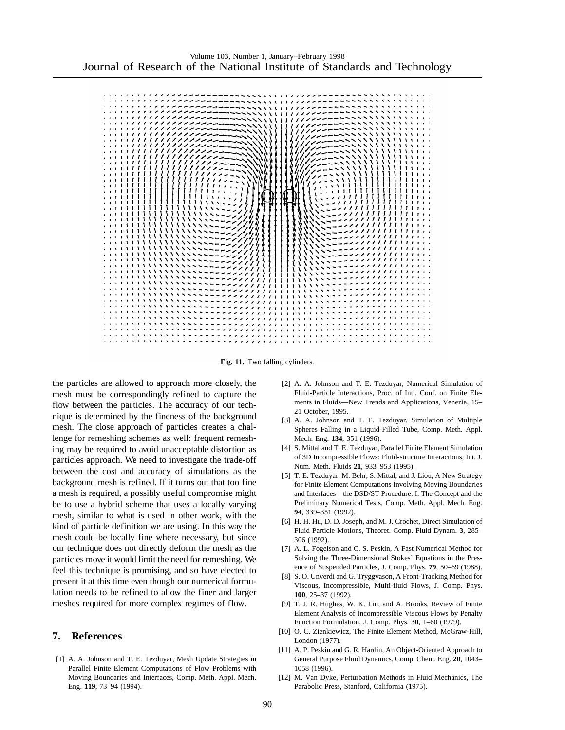Fig. 11. Two falling cylinders.

the particles are allowed to approach more closely, the mesh must be correspondingly refined to capture the flow between the particles. The accuracy of our technique is determined by the fineness of the background mesh. The close approach of particles creates a challenge for remeshing schemes as well: frequent remeshing may be required to avoid unacceptable distortion as particles approach. We need to investigate the trade-off between the cost and accuracy of simulations as the background mesh is refined. If it turns out that too fine a mesh is required, a possibly useful compromise might be to use a hybrid scheme that uses a locally varying mesh, similar to what is used in other work, with the kind of particle definition we are using. In this way the mesh could be locally fine where necessary, but since our technique does not directly deform the mesh as the particles move it would limit the need for remeshing. We feel this technique is promising, and so have elected to present it at this time even though our numerical formulation needs to be refined to allow the finer and larger meshes required for more complex regimes of flow.

## 7. References

[1] A. A. Johnson and T. E. Tezduyar, Mesh Update Strategies in Parallel Finite Element Computations of Flow Problems with Moving Boundaries and Interfaces, Comp. Meth. Appl. Mech. Eng. **119**, 73–94 (1994).

[2] A. A. Johnson and T. E. Tezduyar, Numerical Simulation of Fluid-Particle Interactions, Proc. of Intl. Conf. on Finite Elements in Fluids—New Trends and Applications, Venezia, 15–21 October, 1995.

[3] A. A. Johnson and T. E. Tezduyar, Simulation of Multiple Spheres Falling in a Liquid-Filled Tube, Comp. Meth. Appl. Mech. Eng. **134**, 351 (1996).

[4] S. Mittal and T. E. Tezduyar, Parallel Finite Element Simulation of 3D Incompressible Flows: Fluid-structure Interactions, Int. J. Num. Meth. Fluids **21**, 933–953 (1995).

[5] T. E. Tezduyar, M. Behr, S. Mittal, and J. Liou, A New Strategy for Finite Element Computations Involving Moving Boundaries and Interfaces—the DSD/ST Procedure: I. The Concept and the Preliminary Numerical Tests, Comp. Meth. Appl. Mech. Eng. **94**, 339–351 (1992).

[6] H. H. Hu, D. D. Joseph, and M. J. Crochet, Direct Simulation of Fluid Particle Motions, Theoret. Comp. Fluid Dynam. **3**, 285–306 (1992).

[7] A. L. Fogelson and C. S. Peskin, A Fast Numerical Method for Solving the Three-Dimensional Stokes' Equations in the Presence of Suspended Particles, J. Comp. Phys. **79**, 50–69 (1988).

[8] S. O. Unverdi and G. Tryggvason, A Front-Tracking Method for Viscous, Incompressible, Multi-fluid Flows, J. Comp. Phys. **100**, 25–37 (1992).

[9] T. J. R. Hughes, W. K. Liu, and A. Brooks, Review of Finite Element Analysis of Incompressible Viscous Flows by Penalty Function Formulation, J. Comp. Phys. **30**, 1–60 (1979).

[10] O. C. Zienkiewicz, The Finite Element Method, McGraw-Hill, London (1977).

[11] A. P. Peskin and G. R. Hardin, An Object-Oriented Approach to General Purpose Fluid Dynamics, Comp. Chem. Eng. **20**, 1043–1058 (1996).

[12] M. Van Dyke, Perturbation Methods in Fluid Mechanics, The Parabolic Press, Stanford, California (1975).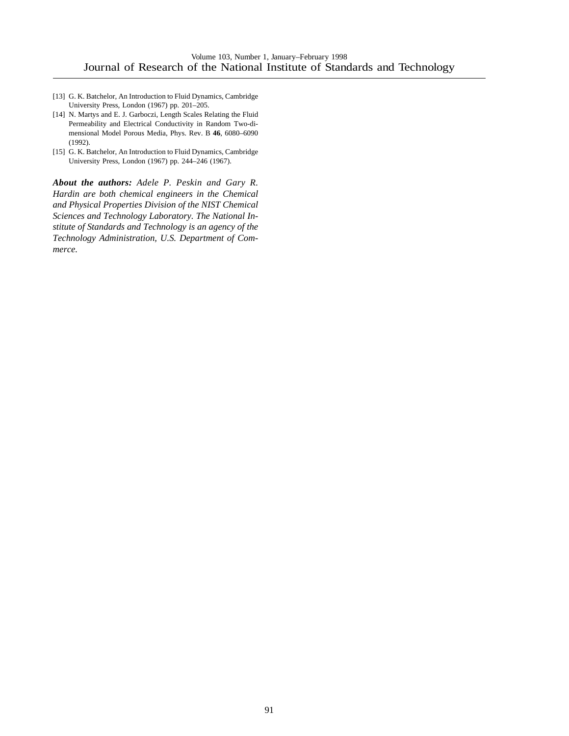[13] G. K. Batchelor, An Introduction to Fluid Dynamics, Cambridge University Press, London (1967) pp. 201–205.

[14] N. Martys and E. J. Garboczi, Length Scales Relating the Fluid Permeability and Electrical Conductivity in Random Two-dimensional Model Porous Media, Phys. Rev. B **46**, 6080–6090 (1992).

[15] G. K. Batchelor, An Introduction to Fluid Dynamics, Cambridge University Press, London (1967) pp. 244–246 (1967).

***About the authors:*** *Adele P. Peskin and Gary R. Hardin are both chemical engineers in the Chemical and Physical Properties Division of the NIST Chemical Sciences and Technology Laboratory. The National Institute of Standards and Technology is an agency of the Technology Administration, U.S. Department of Commerce.*